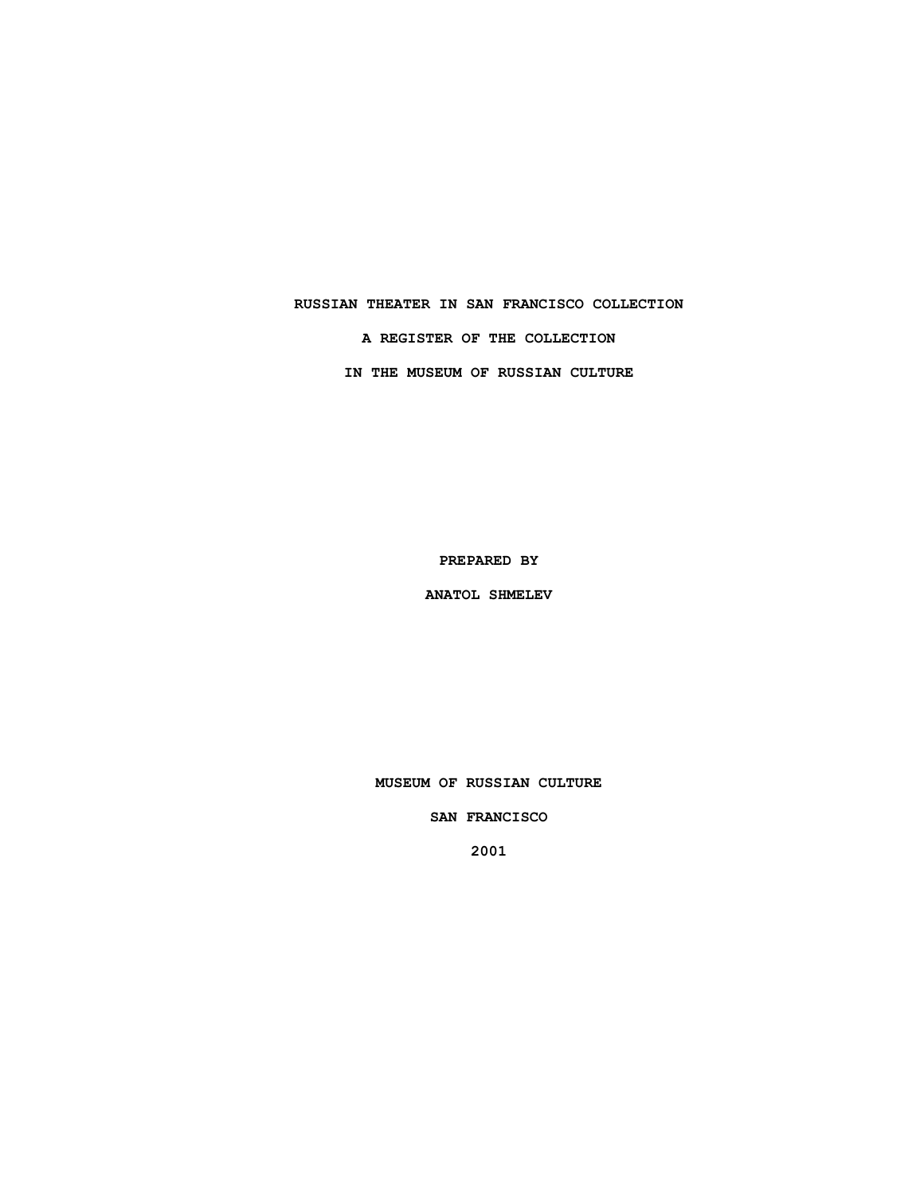# RUSSIAN THEATER IN SAN FRANCISCO COLLECTION

## A REGISTER OF THE COLLECTION

## IN THE MUSEUM OF RUSSIAN CULTURE

PREPARED BY

ANATOL SHMELEV

MUSEUM OF RUSSIAN CULTURE

SAN FRANCISCO

2001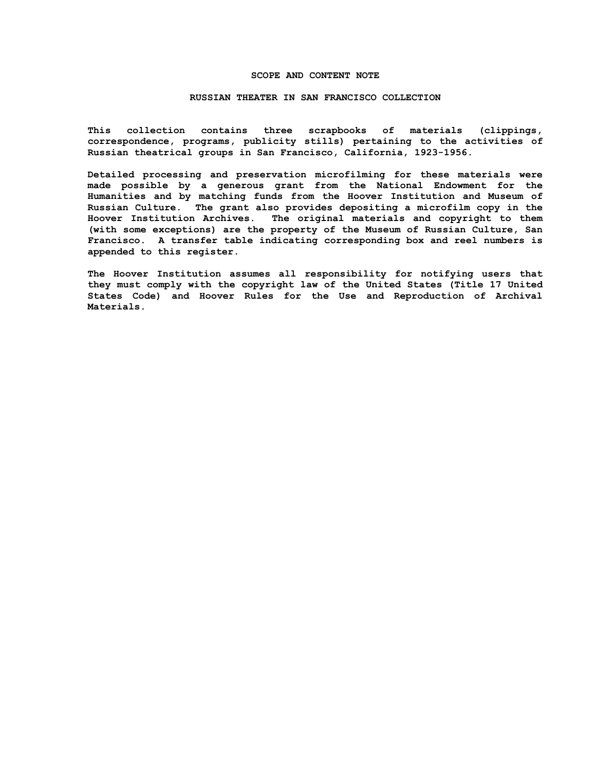## SCOPE AND CONTENT NOTE

## RUSSIAN THEATER IN SAN FRANCISCO COLLECTION

This collection contains three scrapbooks of materials (clippings, correspondence, programs, publicity stills) pertaining to the activities of Russian theatrical groups in San Francisco, California, 1923-1956.

Detailed processing and preservation microfilming for these materials were made possible by a generous grant from the National Endowment for the Humanities and by matching funds from the Hoover Institution and Museum of Russian Culture. The grant also provides depositing a microfilm copy in the Hoover Institution Archives. The original materials and copyright to them (with some exceptions) are the property of the Museum of Russian Culture, San Francisco. A transfer table indicating corresponding box and reel numbers is appended to this register.

The Hoover Institution assumes all responsibility for notifying users that they must comply with the copyright law of the United States (Title 17 United States Code) and Hoover Rules for the Use and Reproduction of Archival Materials.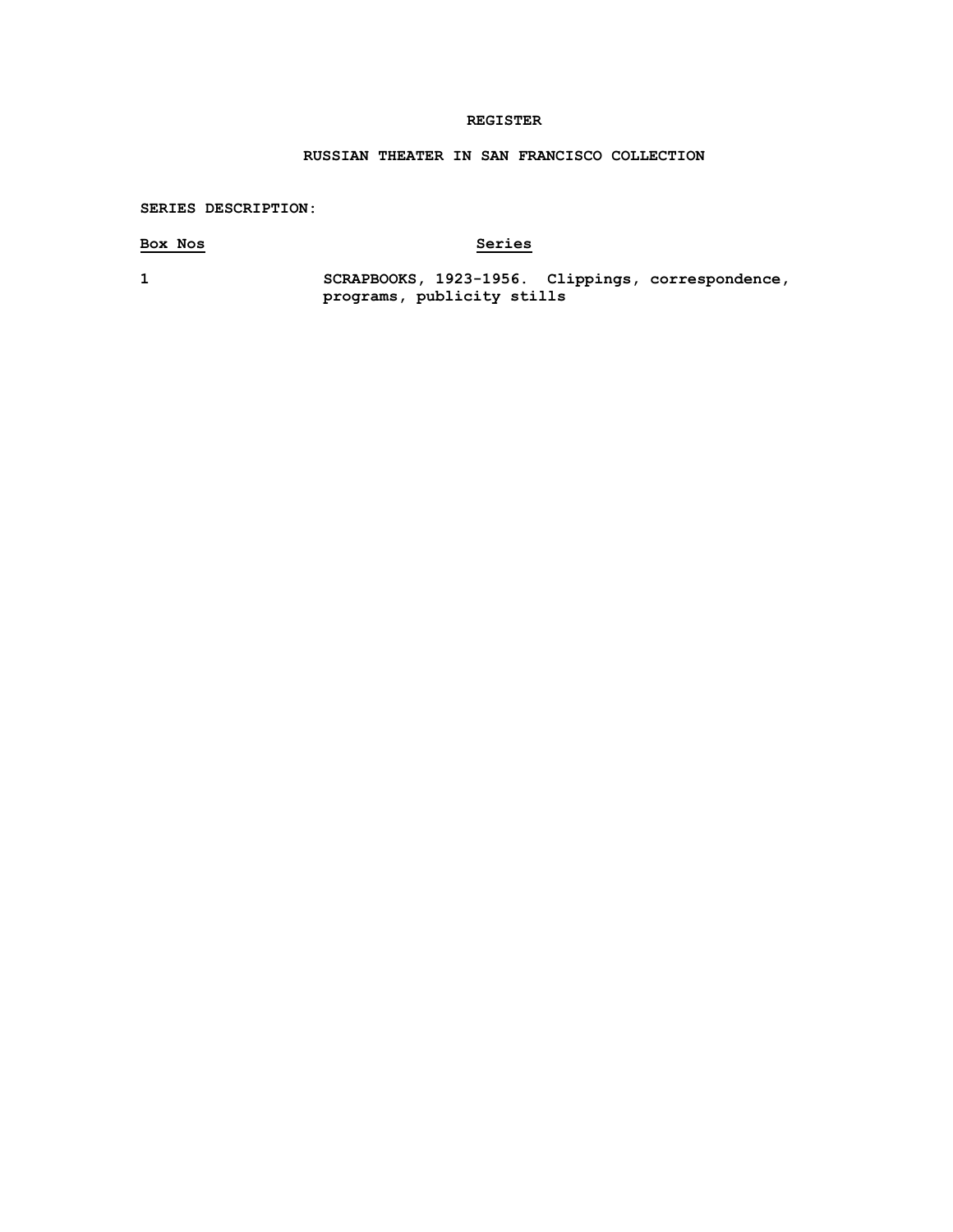# REGISTER

## RUSSIAN THEATER IN SAN FRANCISCO COLLECTION

**SERIES DESCRIPTION:**

| Box Nos | Series |
|---|---|
| 1 | SCRAPBOOKS, 1923-1956. Clippings, correspondence, programs, publicity stills |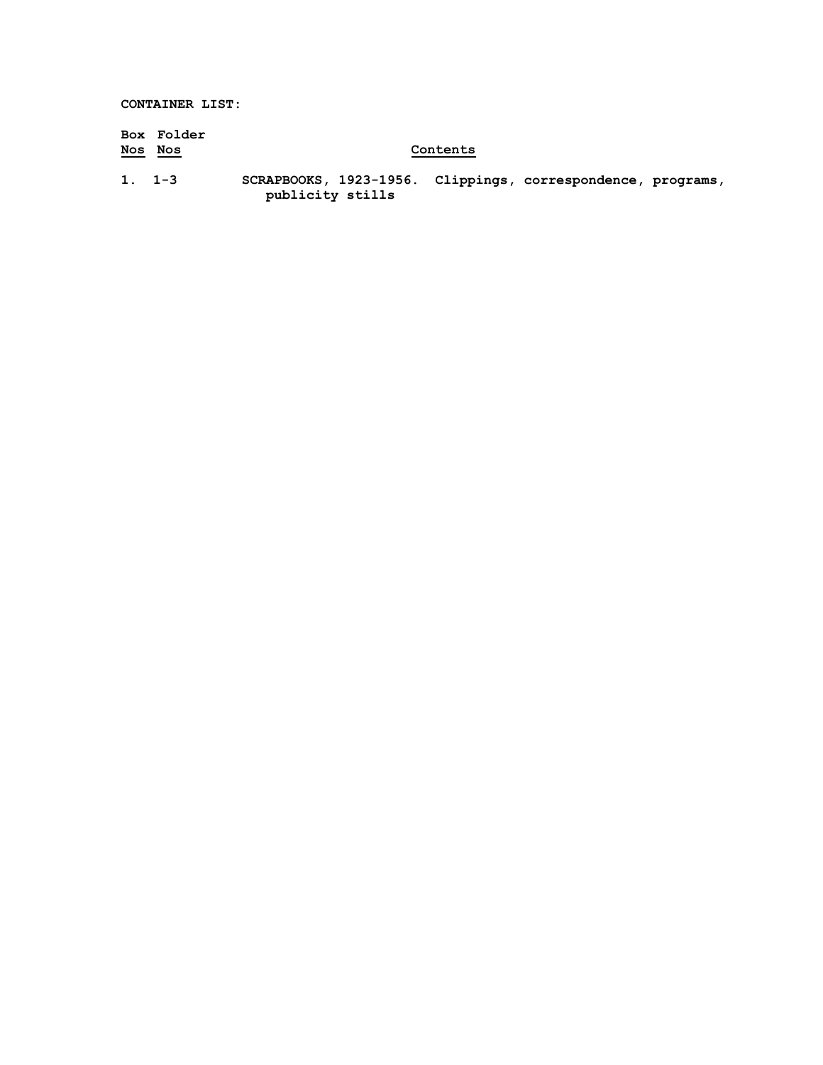**CONTAINER LIST:**

| Box Nos | Folder Nos | Contents |
|---|---|---|
| 1. | 1-3 | SCRAPBOOKS, 1923-1956. Clippings, correspondence, programs, publicity stills |